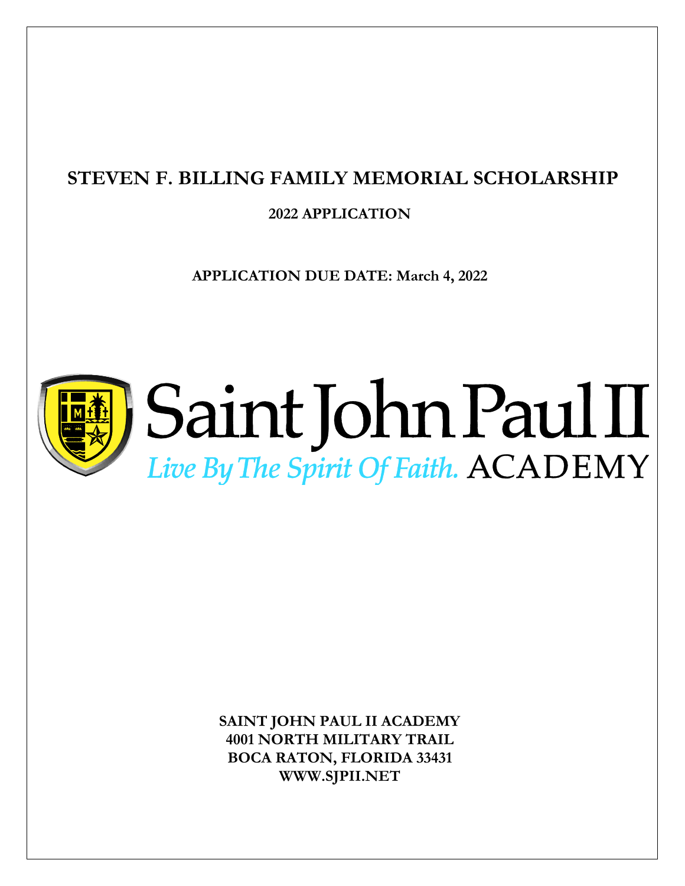# STEVEN F. BILLING FAMILY MEMORIAL SCHOLARSHIP

## 2022 APPLICATION

**APPLICATION DUE DATE: March 4, 2022**

Saint John Paul II

*Live By The Spirit Of Faith.* ACADEMY

**SAINT JOHN PAUL II ACADEMY**
**4001 NORTH MILITARY TRAIL**
**BOCA RATON, FLORIDA 33431**
**WWW.SJPII.NET**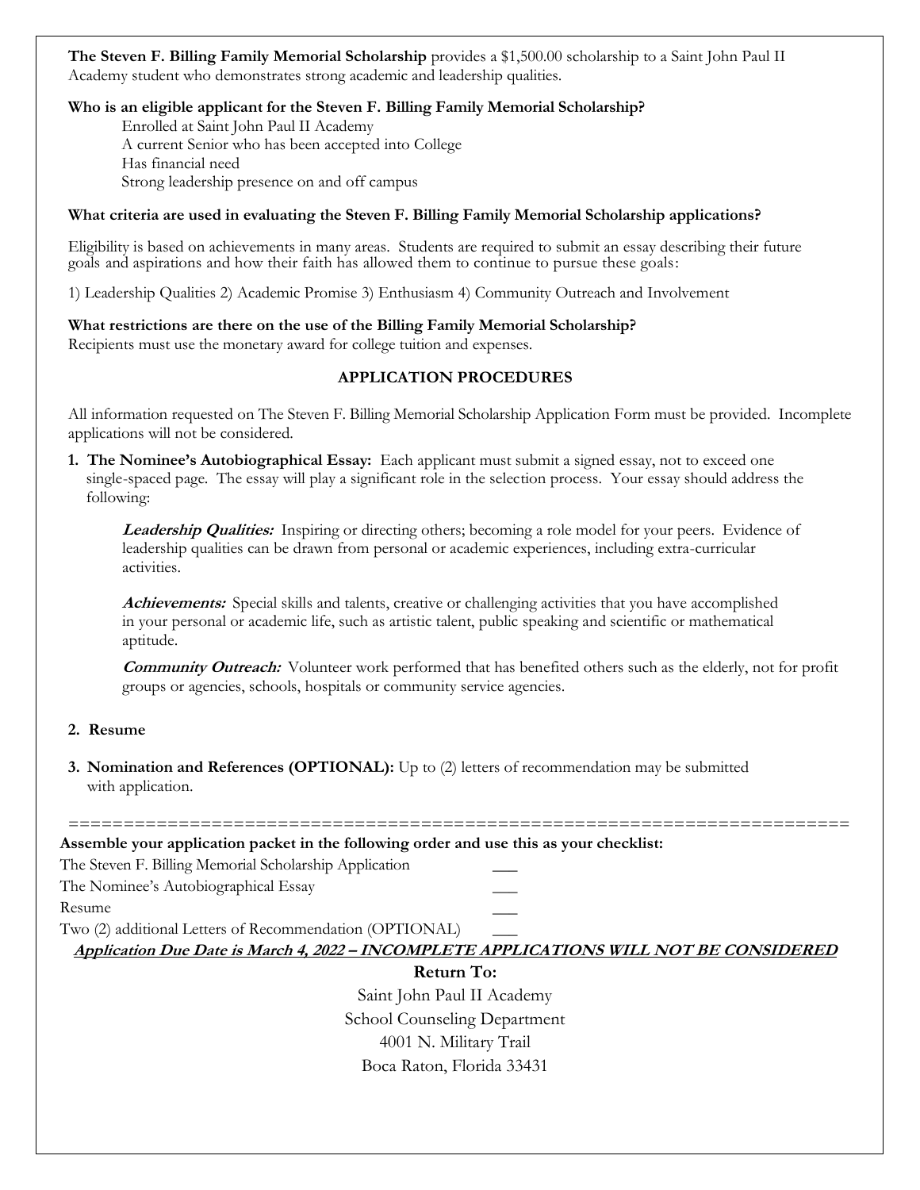**The Steven F. Billing Family Memorial Scholarship** provides a $1,500.00 scholarship to a Saint John Paul II Academy student who demonstrates strong academic and leadership qualities.

**Who is an eligible applicant for the Steven F. Billing Family Memorial Scholarship?**

Enrolled at Saint John Paul II Academy
A current Senior who has been accepted into College
Has financial need
Strong leadership presence on and off campus

**What criteria are used in evaluating the Steven F. Billing Family Memorial Scholarship applications?**

Eligibility is based on achievements in many areas. Students are required to submit an essay describing their future goals and aspirations and how their faith has allowed them to continue to pursue these goals:

1) Leadership Qualities 2) Academic Promise 3) Enthusiasm 4) Community Outreach and Involvement

**What restrictions are there on the use of the Billing Family Memorial Scholarship?**
Recipients must use the monetary award for college tuition and expenses.

## APPLICATION PROCEDURES

All information requested on The Steven F. Billing Memorial Scholarship Application Form must be provided. Incomplete applications will not be considered.

1. **The Nominee's Autobiographical Essay:** Each applicant must submit a signed essay, not to exceed one single-spaced page. The essay will play a significant role in the selection process. Your essay should address the following:

   ***Leadership Qualities:*** Inspiring or directing others; becoming a role model for your peers. Evidence of leadership qualities can be drawn from personal or academic experiences, including extra-curricular activities.

   ***Achievements:*** Special skills and talents, creative or challenging activities that you have accomplished in your personal or academic life, such as artistic talent, public speaking and scientific or mathematical aptitude.

   ***Community Outreach:*** Volunteer work performed that has benefited others such as the elderly, not for profit groups or agencies, schools, hospitals or community service agencies.

2. **Resume**

3. **Nomination and References (OPTIONAL):** Up to (2) letters of recommendation may be submitted with application.

=========================================================================

**Assemble your application packet in the following order and use this as your checklist:**

The Steven F. Billing Memorial Scholarship Application ___
The Nominee's Autobiographical Essay ___
Resume ___
Two (2) additional Letters of Recommendation (OPTIONAL) ___

***Application Due Date is March 4, 2022 – INCOMPLETE APPLICATIONS WILL NOT BE CONSIDERED***

**Return To:**

Saint John Paul II Academy
School Counseling Department
4001 N. Military Trail
Boca Raton, Florida 33431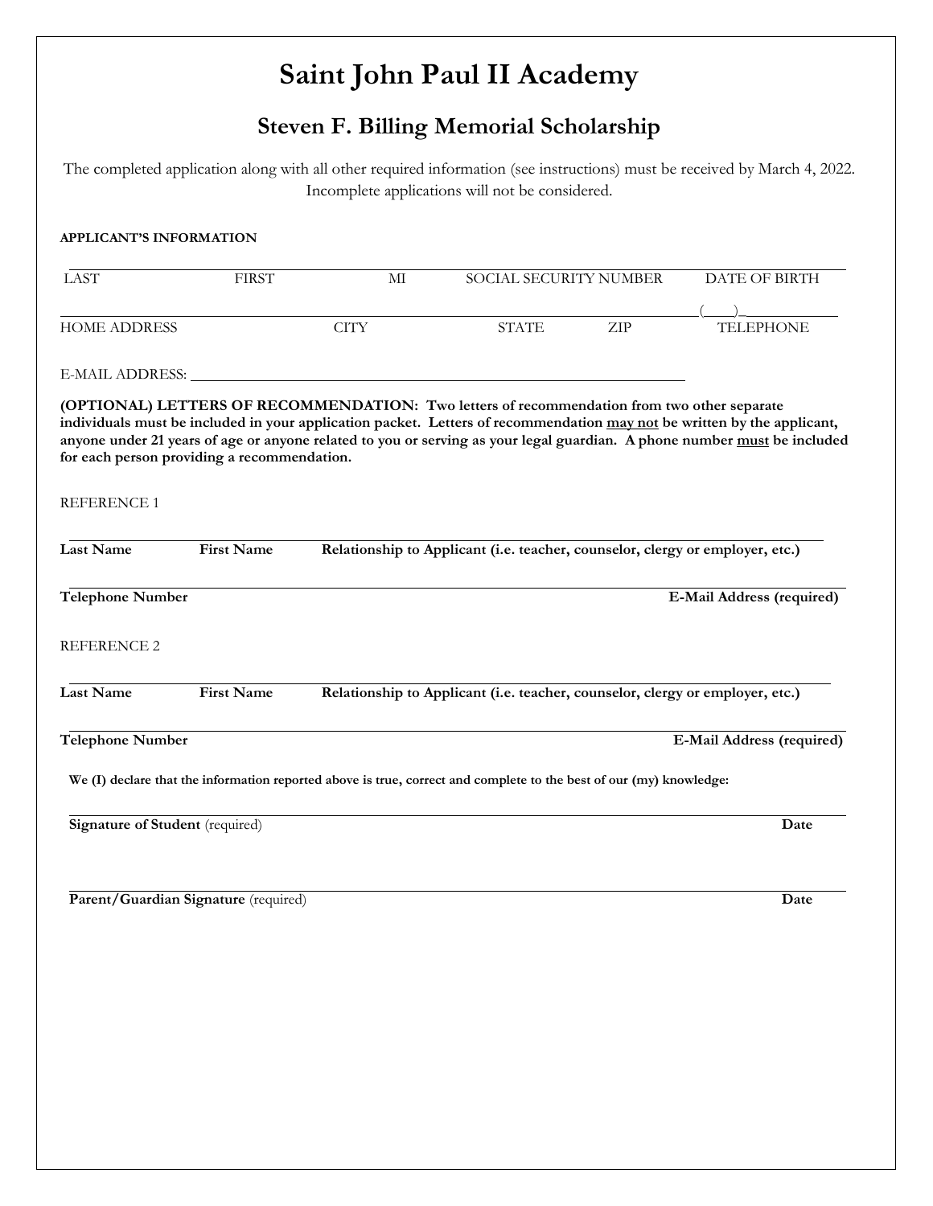# Saint John Paul II Academy

## Steven F. Billing Memorial Scholarship

The completed application along with all other required information (see instructions) must be received by March 4, 2022. Incomplete applications will not be considered.

**APPLICANT'S INFORMATION**

LAST FIRST MI SOCIAL SECURITY NUMBER DATE OF BIRTH

HOME ADDRESS CITY STATE ZIP ( ) TELEPHONE

E-MAIL ADDRESS:

**(OPTIONAL) LETTERS OF RECOMMENDATION: Two letters of recommendation from two other separate individuals must be included in your application packet. Letters of recommendation <u>may not</u> be written by the applicant, anyone under 21 years of age or anyone related to you or serving as your legal guardian. A phone number <u>must</u> be included for each person providing a recommendation.**

REFERENCE 1

**Last Name First Name Relationship to Applicant (i.e. teacher, counselor, clergy or employer, etc.)**

**Telephone Number E-Mail Address (required)**

REFERENCE 2

**Last Name First Name Relationship to Applicant (i.e. teacher, counselor, clergy or employer, etc.)**

**Telephone Number E-Mail Address (required)**

**We (I) declare that the information reported above is true, correct and complete to the best of our (my) knowledge:**

**Signature of Student** (required) **Date**

**Parent/Guardian Signature** (required) **Date**